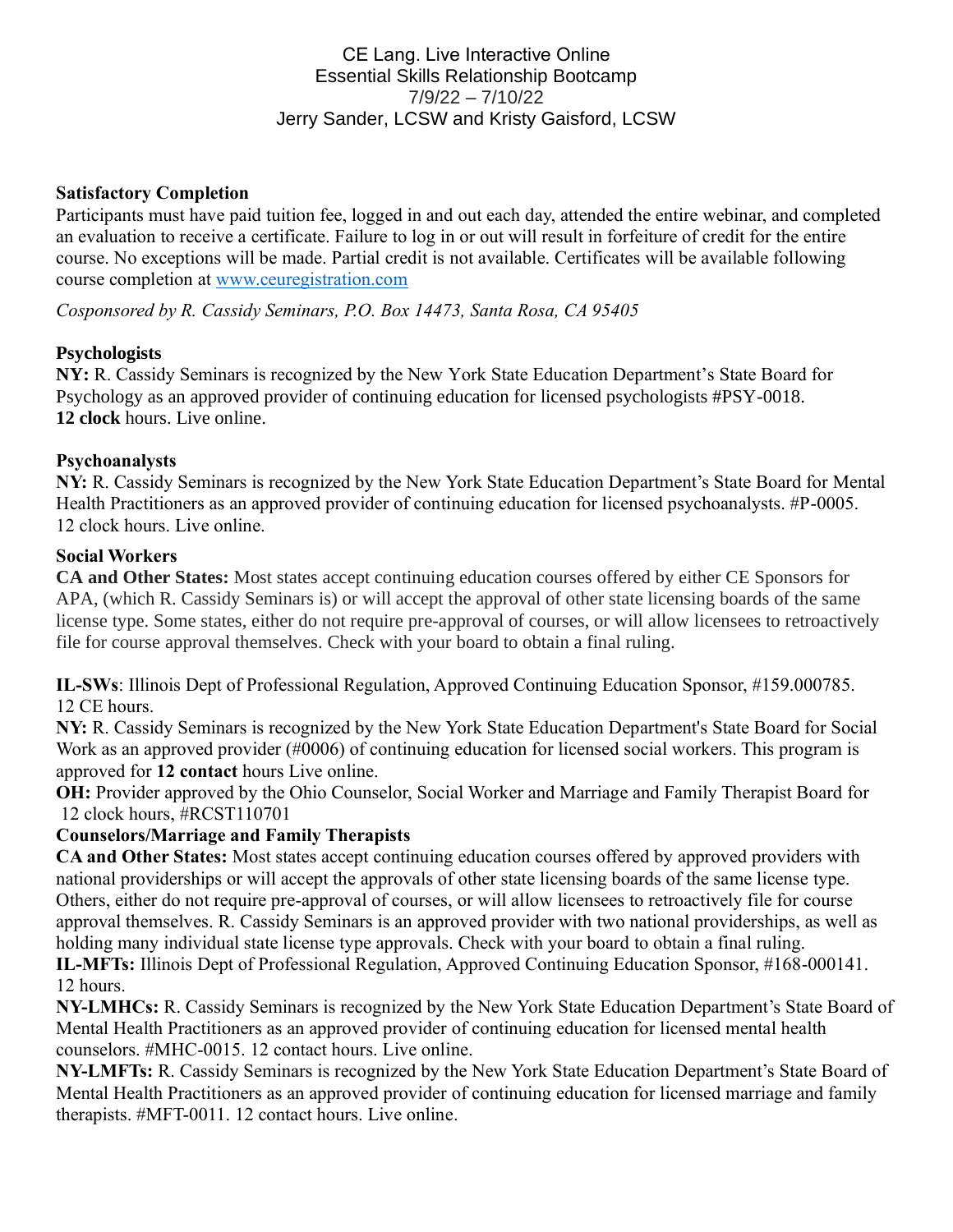CE Lang. Live Interactive Online
Essential Skills Relationship Bootcamp
7/9/22 – 7/10/22
Jerry Sander, LCSW and Kristy Gaisford, LCSW

**Satisfactory Completion**

Participants must have paid tuition fee, logged in and out each day, attended the entire webinar, and completed an evaluation to receive a certificate. Failure to log in or out will result in forfeiture of credit for the entire course. No exceptions will be made. Partial credit is not available. Certificates will be available following course completion at [www.ceuregistration.com](http://www.ceuregistration.com)

*Cosponsored by R. Cassidy Seminars, P.O. Box 14473, Santa Rosa, CA 95405*

**Psychologists**

**NY:** R. Cassidy Seminars is recognized by the New York State Education Department's State Board for Psychology as an approved provider of continuing education for licensed psychologists #PSY-0018. **12 clock** hours. Live online.

**Psychoanalysts**

**NY:** R. Cassidy Seminars is recognized by the New York State Education Department's State Board for Mental Health Practitioners as an approved provider of continuing education for licensed psychoanalysts. #P-0005. 12 clock hours. Live online.

**Social Workers**

**CA and Other States:** Most states accept continuing education courses offered by either CE Sponsors for APA, (which R. Cassidy Seminars is) or will accept the approval of other state licensing boards of the same license type. Some states, either do not require pre-approval of courses, or will allow licensees to retroactively file for course approval themselves. Check with your board to obtain a final ruling.

**IL-SWs**: Illinois Dept of Professional Regulation, Approved Continuing Education Sponsor, #159.000785. 12 CE hours.

**NY:** R. Cassidy Seminars is recognized by the New York State Education Department's State Board for Social Work as an approved provider (#0006) of continuing education for licensed social workers. This program is approved for **12 contact** hours Live online.

**OH:** Provider approved by the Ohio Counselor, Social Worker and Marriage and Family Therapist Board for 12 clock hours, #RCST110701

**Counselors/Marriage and Family Therapists**

**CA and Other States:** Most states accept continuing education courses offered by approved providers with national providerships or will accept the approvals of other state licensing boards of the same license type. Others, either do not require pre-approval of courses, or will allow licensees to retroactively file for course approval themselves. R. Cassidy Seminars is an approved provider with two national providerships, as well as holding many individual state license type approvals. Check with your board to obtain a final ruling.

**IL-MFTs:** Illinois Dept of Professional Regulation, Approved Continuing Education Sponsor, #168-000141. 12 hours.

**NY-LMHCs:** R. Cassidy Seminars is recognized by the New York State Education Department's State Board of Mental Health Practitioners as an approved provider of continuing education for licensed mental health counselors. #MHC-0015. 12 contact hours. Live online.

**NY-LMFTs:** R. Cassidy Seminars is recognized by the New York State Education Department's State Board of Mental Health Practitioners as an approved provider of continuing education for licensed marriage and family therapists. #MFT-0011. 12 contact hours. Live online.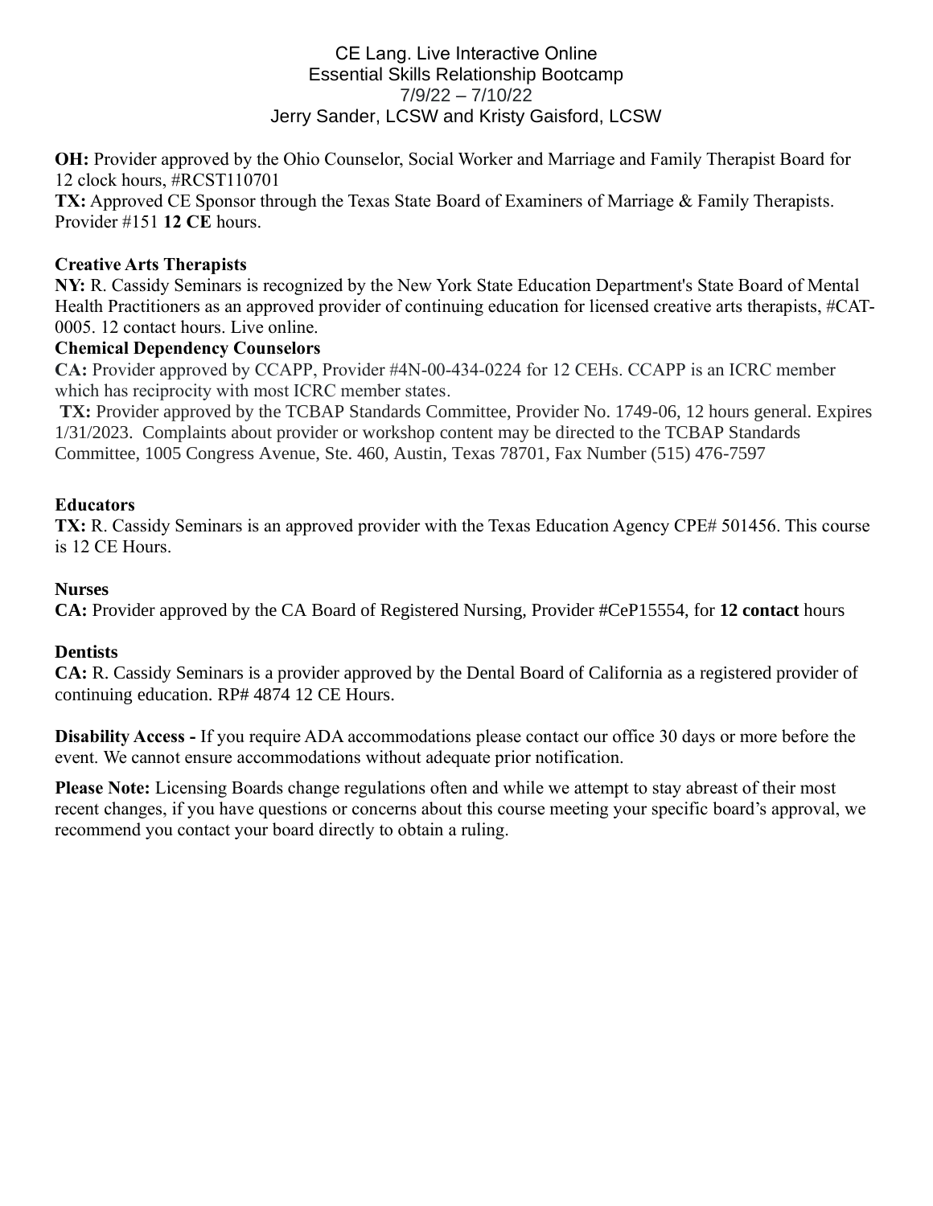CE Lang. Live Interactive Online
Essential Skills Relationship Bootcamp
7/9/22 – 7/10/22
Jerry Sander, LCSW and Kristy Gaisford, LCSW

**OH:** Provider approved by the Ohio Counselor, Social Worker and Marriage and Family Therapist Board for 12 clock hours, #RCST110701
**TX:** Approved CE Sponsor through the Texas State Board of Examiners of Marriage & Family Therapists. Provider #151 **12 CE** hours.

**Creative Arts Therapists**
**NY:** R. Cassidy Seminars is recognized by the New York State Education Department's State Board of Mental Health Practitioners as an approved provider of continuing education for licensed creative arts therapists, #CAT-0005. 12 contact hours. Live online.

**Chemical Dependency Counselors**
**CA:** Provider approved by CCAPP, Provider #4N-00-434-0224 for 12 CEHs. CCAPP is an ICRC member which has reciprocity with most ICRC member states.
**TX:** Provider approved by the TCBAP Standards Committee, Provider No. 1749-06, 12 hours general. Expires 1/31/2023. Complaints about provider or workshop content may be directed to the TCBAP Standards Committee, 1005 Congress Avenue, Ste. 460, Austin, Texas 78701, Fax Number (515) 476-7597

**Educators**
**TX:** R. Cassidy Seminars is an approved provider with the Texas Education Agency CPE# 501456. This course is 12 CE Hours.

**Nurses**
**CA:** Provider approved by the CA Board of Registered Nursing, Provider #CeP15554, for **12 contact** hours

**Dentists**
**CA:** R. Cassidy Seminars is a provider approved by the Dental Board of California as a registered provider of continuing education. RP# 4874 12 CE Hours.

**Disability Access -** If you require ADA accommodations please contact our office 30 days or more before the event. We cannot ensure accommodations without adequate prior notification.

**Please Note:** Licensing Boards change regulations often and while we attempt to stay abreast of their most recent changes, if you have questions or concerns about this course meeting your specific board's approval, we recommend you contact your board directly to obtain a ruling.